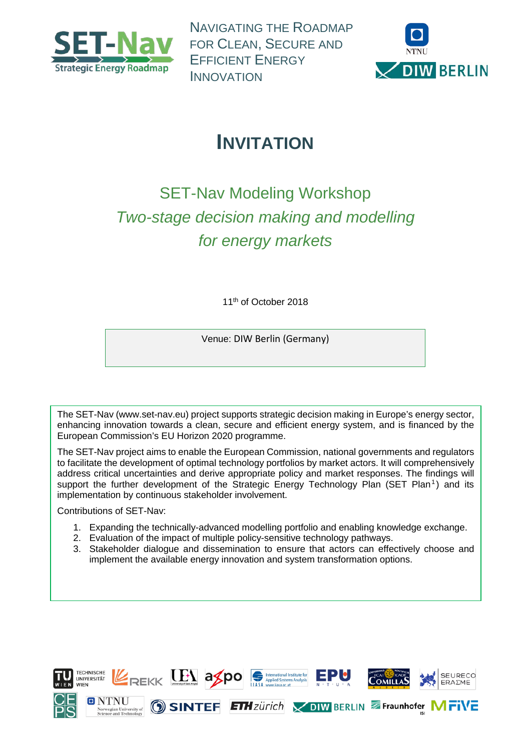NAVIGATING THE ROADMAP FOR CLEAN, SECURE AND EFFICIENT ENERGY INNOVATION

# INVITATION

## SET-Nav Modeling Workshop

## *Two-stage decision making and modelling for energy markets*

11th of October 2018

Venue: DIW Berlin (Germany)

The SET-Nav (www.set-nav.eu) project supports strategic decision making in Europe's energy sector, enhancing innovation towards a clean, secure and efficient energy system, and is financed by the European Commission's EU Horizon 2020 programme.

The SET-Nav project aims to enable the European Commission, national governments and regulators to facilitate the development of optimal technology portfolios by market actors. It will comprehensively address critical uncertainties and derive appropriate policy and market responses. The findings will support the further development of the Strategic Energy Technology Plan (SET Plan[1]) and its implementation by continuous stakeholder involvement.

Contributions of SET-Nav:

1. Expanding the technically-advanced modelling portfolio and enabling knowledge exchange.
2. Evaluation of the impact of multiple policy-sensitive technology pathways.
3. Stakeholder dialogue and dissemination to ensure that actors can effectively choose and implement the available energy innovation and system transformation options.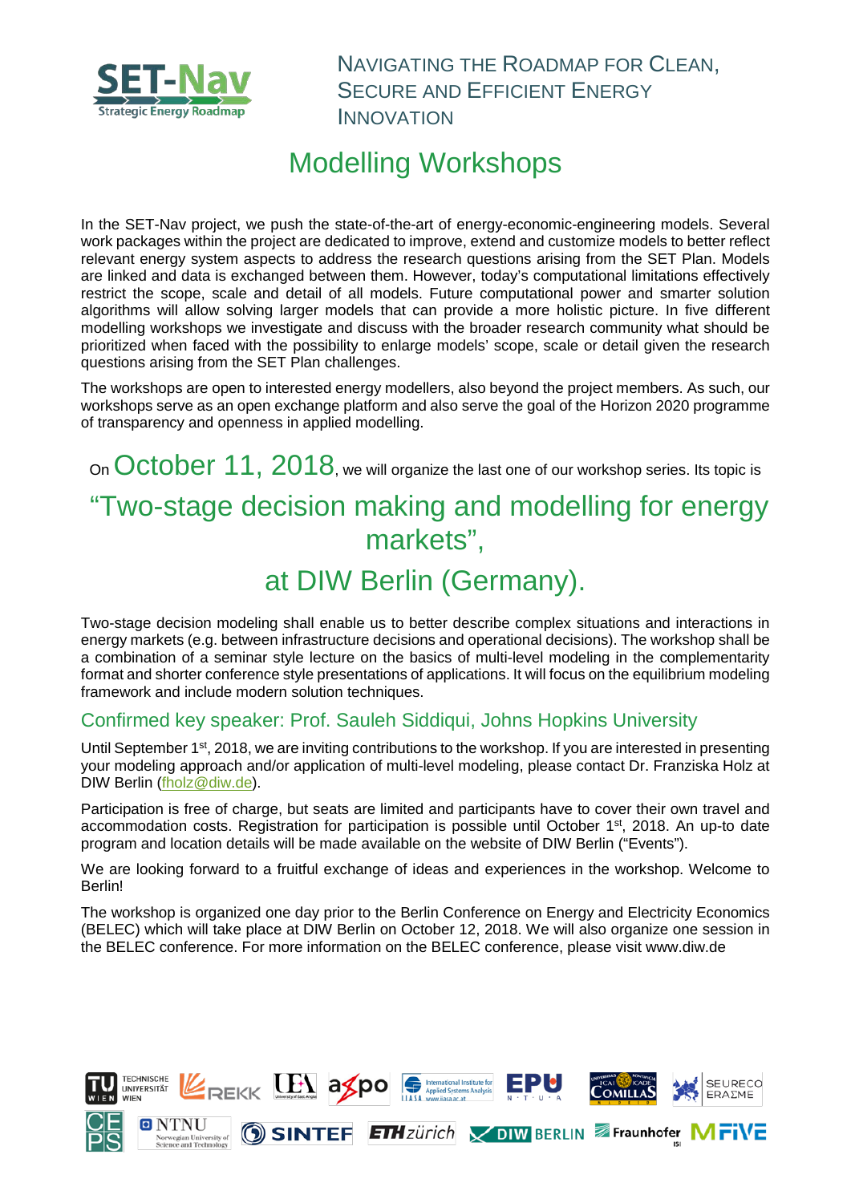NAVIGATING THE ROADMAP FOR CLEAN, SECURE AND EFFICIENT ENERGY INNOVATION

# Modelling Workshops

In the SET-Nav project, we push the state-of-the-art of energy-economic-engineering models. Several work packages within the project are dedicated to improve, extend and customize models to better reflect relevant energy system aspects to address the research questions arising from the SET Plan. Models are linked and data is exchanged between them. However, today's computational limitations effectively restrict the scope, scale and detail of all models. Future computational power and smarter solution algorithms will allow solving larger models that can provide a more holistic picture. In five different modelling workshops we investigate and discuss with the broader research community what should be prioritized when faced with the possibility to enlarge models' scope, scale or detail given the research questions arising from the SET Plan challenges.

The workshops are open to interested energy modellers, also beyond the project members. As such, our workshops serve as an open exchange platform and also serve the goal of the Horizon 2020 programme of transparency and openness in applied modelling.

On **October 11, 2018**, we will organize the last one of our workshop series. Its topic is

## "Two-stage decision making and modelling for energy markets",

## at DIW Berlin (Germany).

Two-stage decision modeling shall enable us to better describe complex situations and interactions in energy markets (e.g. between infrastructure decisions and operational decisions). The workshop shall be a combination of a seminar style lecture on the basics of multi-level modeling in the complementarity format and shorter conference style presentations of applications. It will focus on the equilibrium modeling framework and include modern solution techniques.

### Confirmed key speaker: Prof. Sauleh Siddiqui, Johns Hopkins University

Until September 1st, 2018, we are inviting contributions to the workshop. If you are interested in presenting your modeling approach and/or application of multi-level modeling, please contact Dr. Franziska Holz at DIW Berlin (fholz@diw.de).

Participation is free of charge, but seats are limited and participants have to cover their own travel and accommodation costs. Registration for participation is possible until October 1st, 2018. An up-to date program and location details will be made available on the website of DIW Berlin ("Events").

We are looking forward to a fruitful exchange of ideas and experiences in the workshop. Welcome to Berlin!

The workshop is organized one day prior to the Berlin Conference on Energy and Electricity Economics (BELEC) which will take place at DIW Berlin on October 12, 2018. We will also organize one session in the BELEC conference. For more information on the BELEC conference, please visit www.diw.de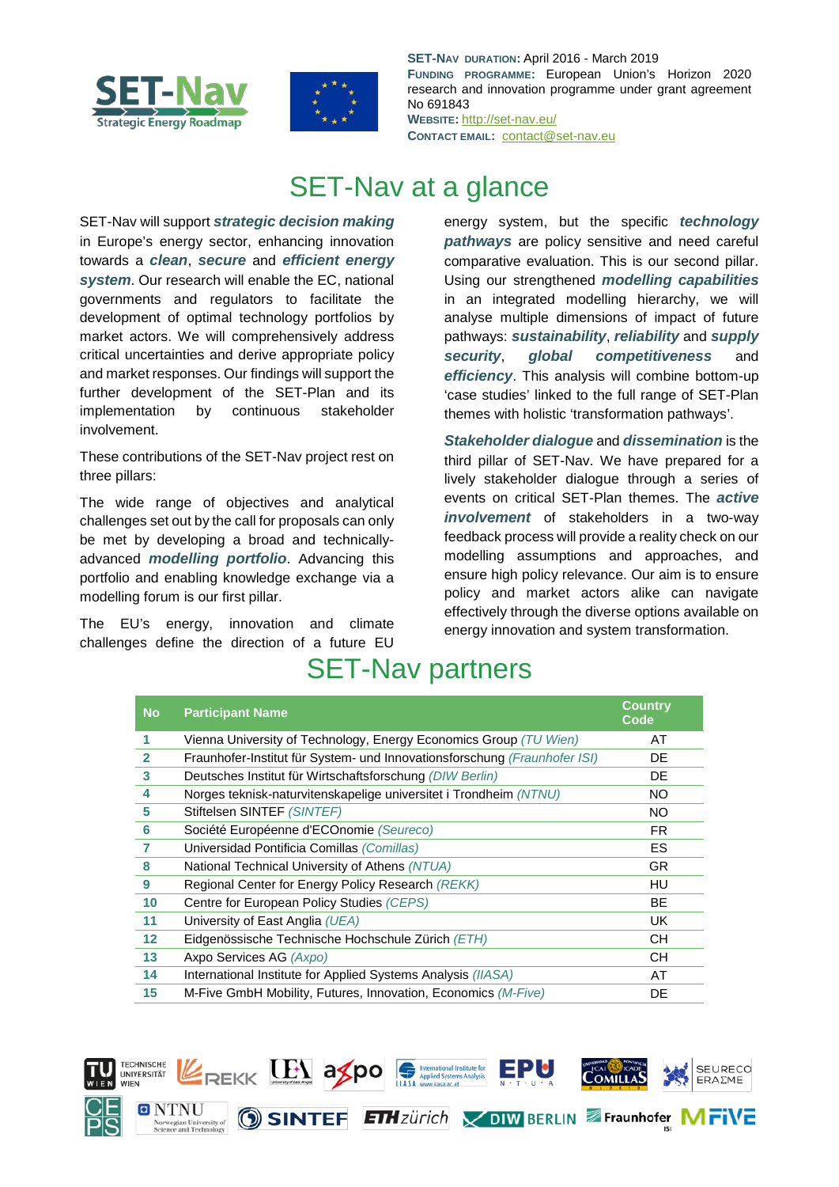**SET-Nav DURATION:** April 2016 - March 2019
**FUNDING PROGRAMME:** European Union's Horizon 2020 research and innovation programme under grant agreement No 691843
**WEBSITE:** http://set-nav.eu/
**CONTACT EMAIL:** contact@set-nav.eu

# SET-Nav at a glance

SET-Nav will support ***strategic decision making*** in Europe's energy sector, enhancing innovation towards a ***clean***, ***secure*** and ***efficient energy system***. Our research will enable the EC, national governments and regulators to facilitate the development of optimal technology portfolios by market actors. We will comprehensively address critical uncertainties and derive appropriate policy and market responses. Our findings will support the further development of the SET-Plan and its implementation by continuous stakeholder involvement.

These contributions of the SET-Nav project rest on three pillars:

The wide range of objectives and analytical challenges set out by the call for proposals can only be met by developing a broad and technically-advanced ***modelling portfolio***. Advancing this portfolio and enabling knowledge exchange via a modelling forum is our first pillar.

The EU's energy, innovation and climate challenges define the direction of a future EU energy system, but the specific ***technology pathways*** are policy sensitive and need careful comparative evaluation. This is our second pillar. Using our strengthened ***modelling capabilities*** in an integrated modelling hierarchy, we will analyse multiple dimensions of impact of future pathways: ***sustainability***, ***reliability*** and ***supply security***, ***global competitiveness*** and ***efficiency***. This analysis will combine bottom-up 'case studies' linked to the full range of SET-Plan themes with holistic 'transformation pathways'.

***Stakeholder dialogue*** and ***dissemination*** is the third pillar of SET-Nav. We have prepared for a lively stakeholder dialogue through a series of events on critical SET-Plan themes. The ***active involvement*** of stakeholders in a two-way feedback process will provide a reality check on our modelling assumptions and approaches, and ensure high policy relevance. Our aim is to ensure policy and market actors alike can navigate effectively through the diverse options available on energy innovation and system transformation.

# SET-Nav partners

| No | Participant Name | Country Code |
|---|---|---|
| 1 | Vienna University of Technology, Energy Economics Group *(TU Wien)* | AT |
| 2 | Fraunhofer-Institut für System- und Innovationsforschung *(Fraunhofer ISI)* | DE |
| 3 | Deutsches Institut für Wirtschaftsforschung *(DIW Berlin)* | DE |
| 4 | Norges teknisk-naturvitenskapelige universitet i Trondheim *(NTNU)* | NO |
| 5 | Stiftelsen SINTEF *(SINTEF)* | NO |
| 6 | Société Européenne d'ECOnomie *(Seureco)* | FR |
| 7 | Universidad Pontificia Comillas *(Comillas)* | ES |
| 8 | National Technical University of Athens *(NTUA)* | GR |
| 9 | Regional Center for Energy Policy Research *(REKK)* | HU |
| 10 | Centre for European Policy Studies *(CEPS)* | BE |
| 11 | University of East Anglia *(UEA)* | UK |
| 12 | Eidgenössische Technische Hochschule Zürich *(ETH)* | CH |
| 13 | Axpo Services AG *(Axpo)* | CH |
| 14 | International Institute for Applied Systems Analysis *(IIASA)* | AT |
| 15 | M-Five GmbH Mobility, Futures, Innovation, Economics *(M-Five)* | DE |